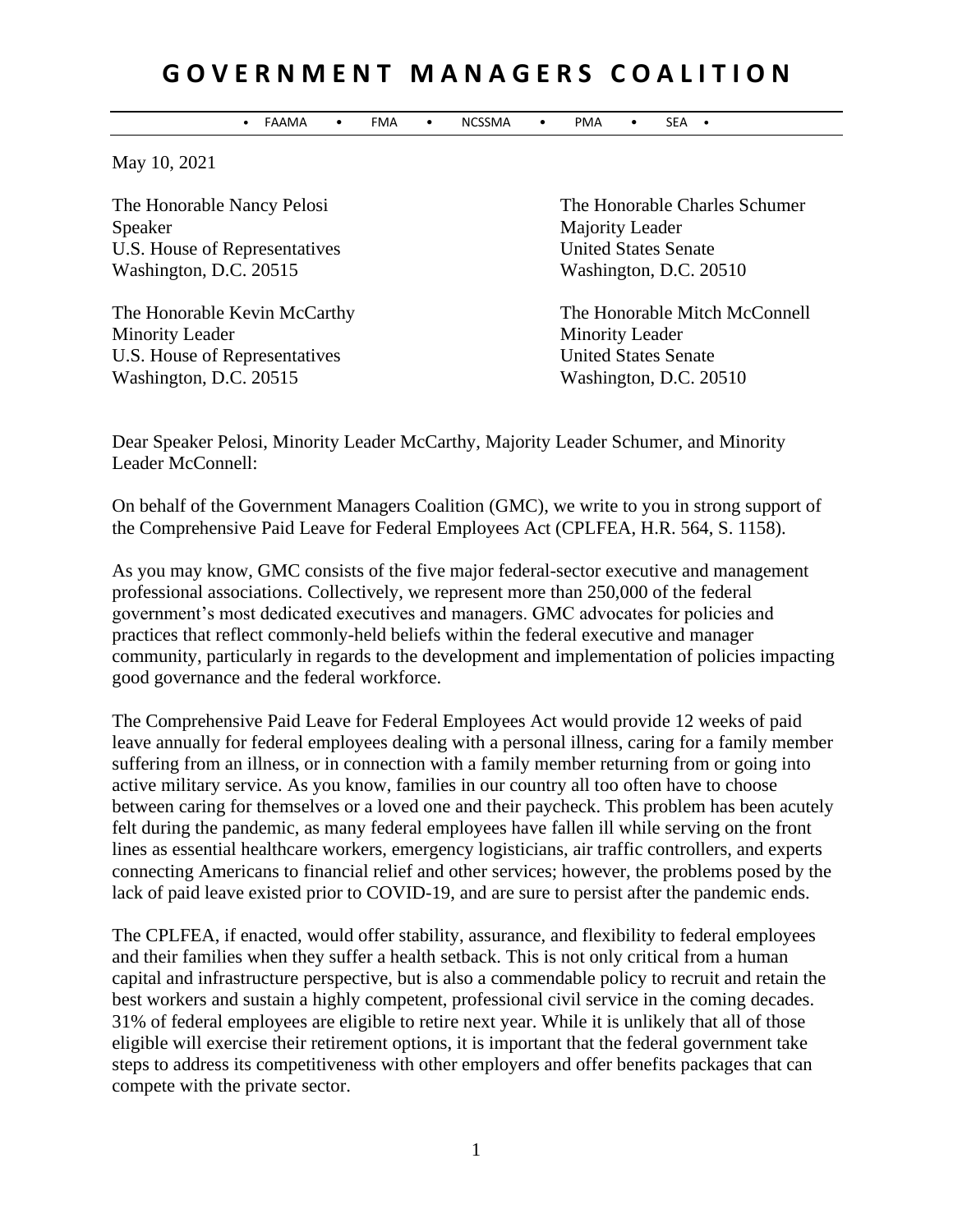# GOVERNMENT MANAGERS COALITION

• FAAMA • FMA • NCSSMA • PMA • SEA •

May 10, 2021

The Honorable Nancy Pelosi
Speaker
U.S. House of Representatives
Washington, D.C. 20515

The Honorable Charles Schumer
Majority Leader
United States Senate
Washington, D.C. 20510

The Honorable Kevin McCarthy
Minority Leader
U.S. House of Representatives
Washington, D.C. 20515

The Honorable Mitch McConnell
Minority Leader
United States Senate
Washington, D.C. 20510

Dear Speaker Pelosi, Minority Leader McCarthy, Majority Leader Schumer, and Minority Leader McConnell:

On behalf of the Government Managers Coalition (GMC), we write to you in strong support of the Comprehensive Paid Leave for Federal Employees Act (CPLFEA, H.R. 564, S. 1158).

As you may know, GMC consists of the five major federal-sector executive and management professional associations. Collectively, we represent more than 250,000 of the federal government's most dedicated executives and managers. GMC advocates for policies and practices that reflect commonly-held beliefs within the federal executive and manager community, particularly in regards to the development and implementation of policies impacting good governance and the federal workforce.

The Comprehensive Paid Leave for Federal Employees Act would provide 12 weeks of paid leave annually for federal employees dealing with a personal illness, caring for a family member suffering from an illness, or in connection with a family member returning from or going into active military service. As you know, families in our country all too often have to choose between caring for themselves or a loved one and their paycheck. This problem has been acutely felt during the pandemic, as many federal employees have fallen ill while serving on the front lines as essential healthcare workers, emergency logisticians, air traffic controllers, and experts connecting Americans to financial relief and other services; however, the problems posed by the lack of paid leave existed prior to COVID-19, and are sure to persist after the pandemic ends.

The CPLFEA, if enacted, would offer stability, assurance, and flexibility to federal employees and their families when they suffer a health setback. This is not only critical from a human capital and infrastructure perspective, but is also a commendable policy to recruit and retain the best workers and sustain a highly competent, professional civil service in the coming decades. 31% of federal employees are eligible to retire next year. While it is unlikely that all of those eligible will exercise their retirement options, it is important that the federal government take steps to address its competitiveness with other employers and offer benefits packages that can compete with the private sector.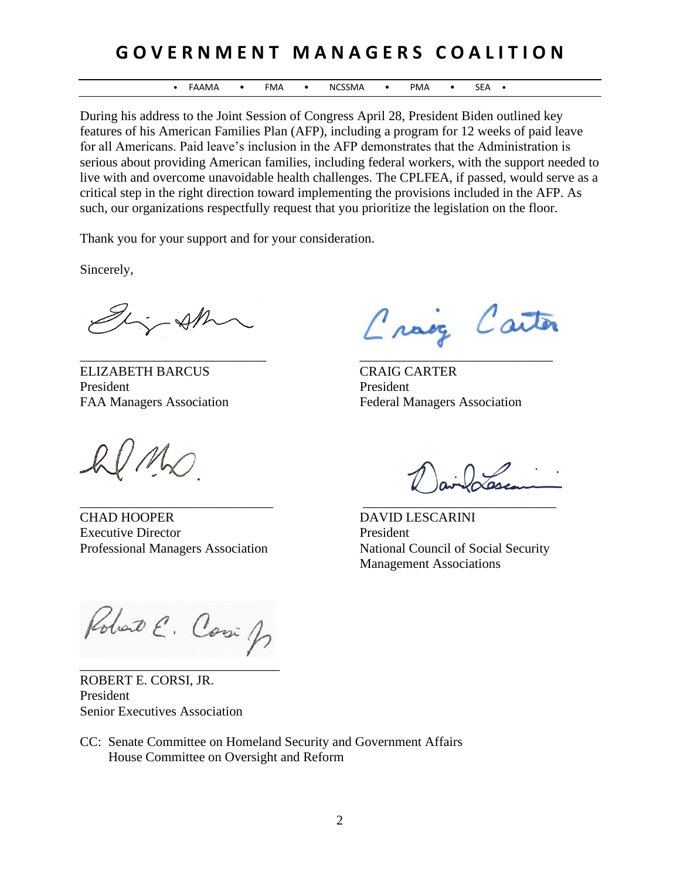# GOVERNMENT MANAGERS COALITION

• FAAMA • FMA • NCSSMA • PMA • SEA •

During his address to the Joint Session of Congress April 28, President Biden outlined key features of his American Families Plan (AFP), including a program for 12 weeks of paid leave for all Americans. Paid leave's inclusion in the AFP demonstrates that the Administration is serious about providing American families, including federal workers, with the support needed to live with and overcome unavoidable health challenges. The CPLFEA, if passed, would serve as a critical step in the right direction toward implementing the provisions included in the AFP. As such, our organizations respectfully request that you prioritize the legislation on the floor.

Thank you for your support and for your consideration.

Sincerely,

ELIZABETH BARCUS
President
FAA Managers Association

CRAIG CARTER
President
Federal Managers Association

CHAD HOOPER
Executive Director
Professional Managers Association

DAVID LESCARINI
President
National Council of Social Security Management Associations

ROBERT E. CORSI, JR.
President
Senior Executives Association

CC: Senate Committee on Homeland Security and Government Affairs
House Committee on Oversight and Reform